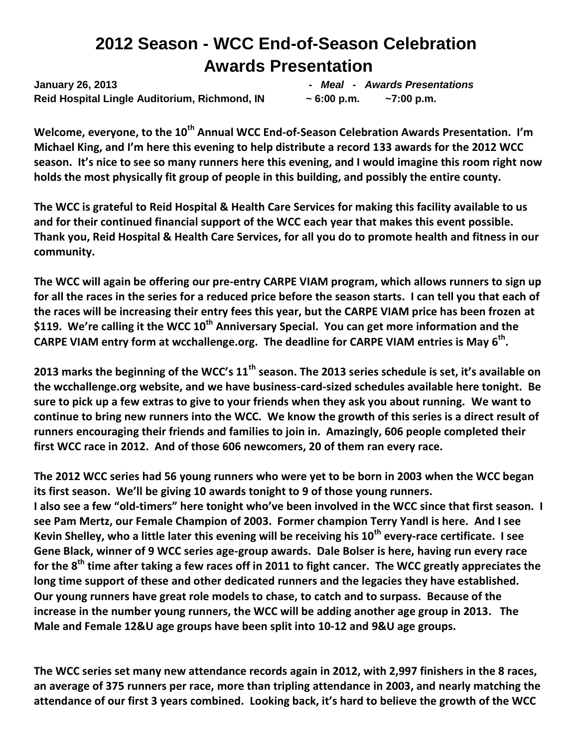# 2012 Season - WCC End-of-Season Celebration Awards Presentation

**January 26, 2013** — *- Meal - Awards Presentations*
**Reid Hospital Lingle Auditorium, Richmond, IN** — **~ 6:00 p.m. ~7:00 p.m.**

**Welcome, everyone, to the 10th Annual WCC End-of-Season Celebration Awards Presentation. I'm Michael King, and I'm here this evening to help distribute a record 133 awards for the 2012 WCC season. It's nice to see so many runners here this evening, and I would imagine this room right now holds the most physically fit group of people in this building, and possibly the entire county.**

**The WCC is grateful to Reid Hospital & Health Care Services for making this facility available to us and for their continued financial support of the WCC each year that makes this event possible. Thank you, Reid Hospital & Health Care Services, for all you do to promote health and fitness in our community.**

**The WCC will again be offering our pre-entry CARPE VIAM program, which allows runners to sign up for all the races in the series for a reduced price before the season starts. I can tell you that each of the races will be increasing their entry fees this year, but the CARPE VIAM price has been frozen at $119. We're calling it the WCC 10th Anniversary Special. You can get more information and the CARPE VIAM entry form at wcchallenge.org. The deadline for CARPE VIAM entries is May 6th.**

**2013 marks the beginning of the WCC's 11th season. The 2013 series schedule is set, it's available on the wcchallenge.org website, and we have business-card-sized schedules available here tonight. Be sure to pick up a few extras to give to your friends when they ask you about running. We want to continue to bring new runners into the WCC. We know the growth of this series is a direct result of runners encouraging their friends and families to join in. Amazingly, 606 people completed their first WCC race in 2012. And of those 606 newcomers, 20 of them ran every race.**

**The 2012 WCC series had 56 young runners who were yet to be born in 2003 when the WCC began its first season. We'll be giving 10 awards tonight to 9 of those young runners.**
**I also see a few "old-timers" here tonight who've been involved in the WCC since that first season. I see Pam Mertz, our Female Champion of 2003. Former champion Terry Yandl is here. And I see Kevin Shelley, who a little later this evening will be receiving his 10th every-race certificate. I see Gene Black, winner of 9 WCC series age-group awards. Dale Bolser is here, having run every race for the 8th time after taking a few races off in 2011 to fight cancer. The WCC greatly appreciates the long time support of these and other dedicated runners and the legacies they have established. Our young runners have great role models to chase, to catch and to surpass. Because of the increase in the number young runners, the WCC will be adding another age group in 2013. The Male and Female 12&U age groups have been split into 10-12 and 9&U age groups.**

**The WCC series set many new attendance records again in 2012, with 2,997 finishers in the 8 races, an average of 375 runners per race, more than tripling attendance in 2003, and nearly matching the attendance of our first 3 years combined. Looking back, it's hard to believe the growth of the WCC**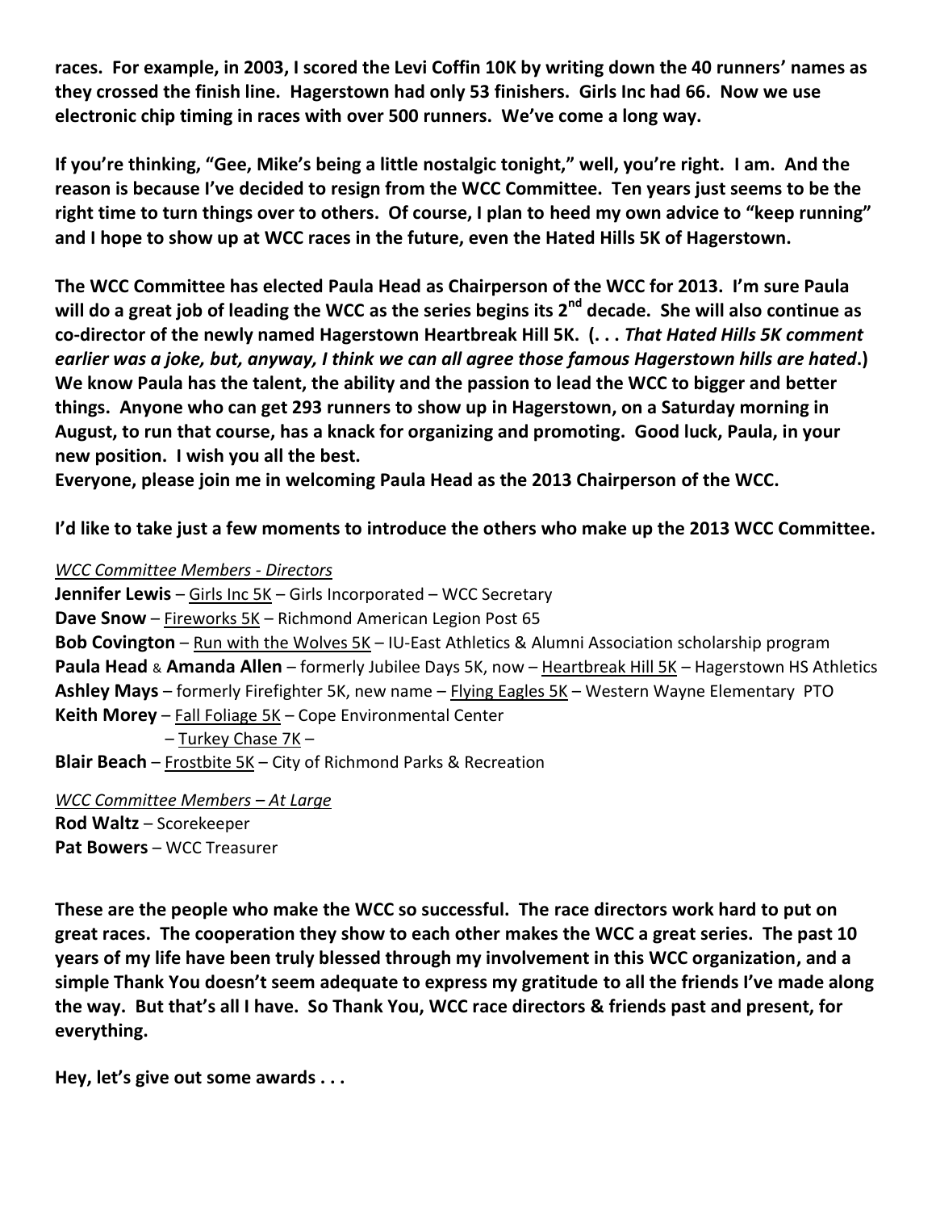**races. For example, in 2003, I scored the Levi Coffin 10K by writing down the 40 runners' names as they crossed the finish line. Hagerstown had only 53 finishers. Girls Inc had 66. Now we use electronic chip timing in races with over 500 runners. We've come a long way.**

**If you're thinking, "Gee, Mike's being a little nostalgic tonight," well, you're right. I am. And the reason is because I've decided to resign from the WCC Committee. Ten years just seems to be the right time to turn things over to others. Of course, I plan to heed my own advice to "keep running" and I hope to show up at WCC races in the future, even the Hated Hills 5K of Hagerstown.**

**The WCC Committee has elected Paula Head as Chairperson of the WCC for 2013. I'm sure Paula will do a great job of leading the WCC as the series begins its 2nd decade. She will also continue as co-director of the newly named Hagerstown Heartbreak Hill 5K. (. . . *That Hated Hills 5K comment earlier was a joke, but, anyway, I think we can all agree those famous Hagerstown hills are hated*.) We know Paula has the talent, the ability and the passion to lead the WCC to bigger and better things. Anyone who can get 293 runners to show up in Hagerstown, on a Saturday morning in August, to run that course, has a knack for organizing and promoting. Good luck, Paula, in your new position. I wish you all the best.**
**Everyone, please join me in welcoming Paula Head as the 2013 Chairperson of the WCC.**

**I'd like to take just a few moments to introduce the others who make up the 2013 WCC Committee.**

*WCC Committee Members - Directors*

**Jennifer Lewis** – Girls Inc 5K – Girls Incorporated – WCC Secretary
**Dave Snow** – Fireworks 5K – Richmond American Legion Post 65
**Bob Covington** – Run with the Wolves 5K – IU-East Athletics & Alumni Association scholarship program
**Paula Head** & **Amanda Allen** – formerly Jubilee Days 5K, now – Heartbreak Hill 5K – Hagerstown HS Athletics
**Ashley Mays** – formerly Firefighter 5K, new name – Flying Eagles 5K – Western Wayne Elementary PTO
**Keith Morey** – Fall Foliage 5K – Cope Environmental Center
– Turkey Chase 7K –
**Blair Beach** – Frostbite 5K – City of Richmond Parks & Recreation

*WCC Committee Members – At Large*

**Rod Waltz** – Scorekeeper
**Pat Bowers** – WCC Treasurer

**These are the people who make the WCC so successful. The race directors work hard to put on great races. The cooperation they show to each other makes the WCC a great series. The past 10 years of my life have been truly blessed through my involvement in this WCC organization, and a simple Thank You doesn't seem adequate to express my gratitude to all the friends I've made along the way. But that's all I have. So Thank You, WCC race directors & friends past and present, for everything.**

**Hey, let's give out some awards . . .**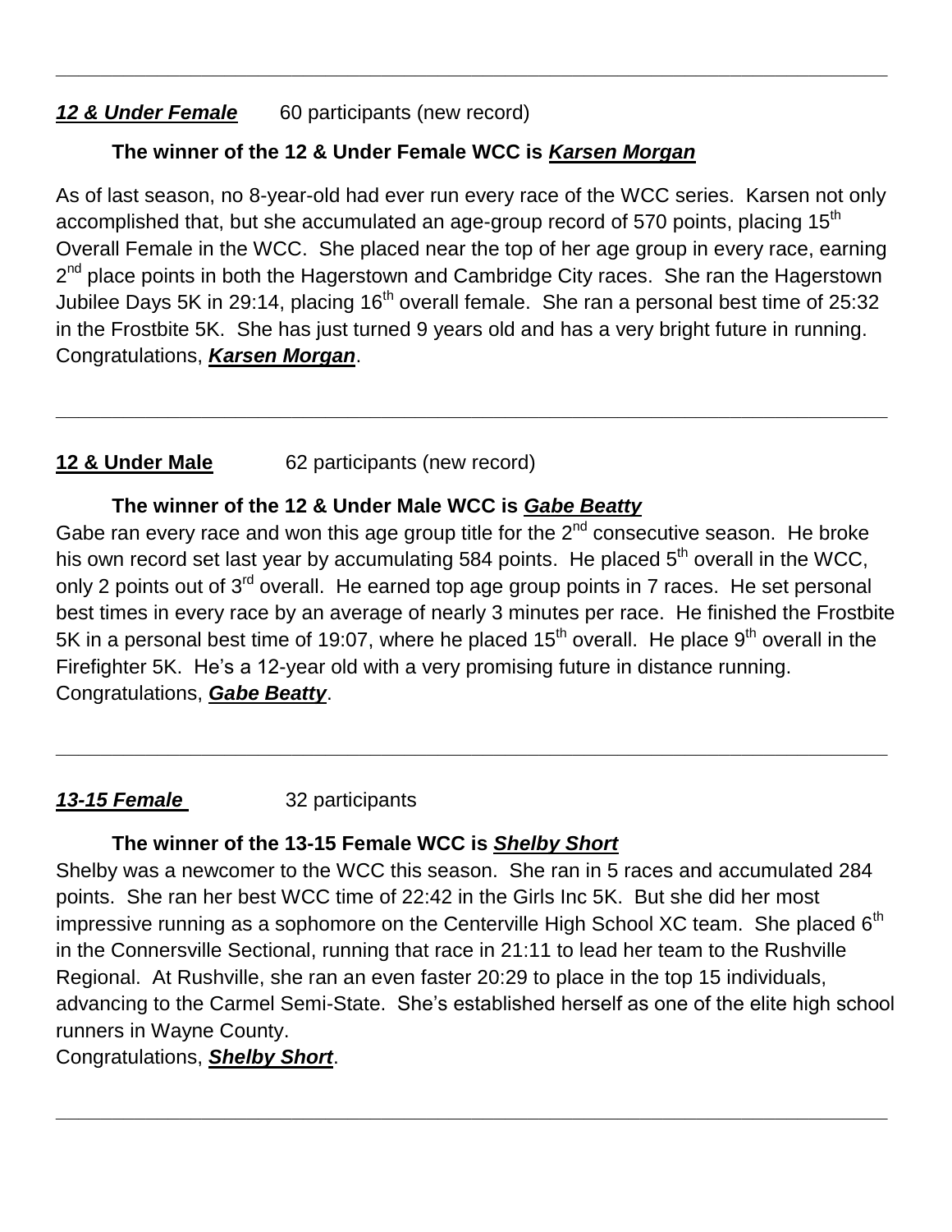---

***12 & Under Female*** 60 participants (new record)

**The winner of the 12 & Under Female WCC is *Karsen Morgan***

As of last season, no 8-year-old had ever run every race of the WCC series. Karsen not only accomplished that, but she accumulated an age-group record of 570 points, placing 15th Overall Female in the WCC. She placed near the top of her age group in every race, earning 2nd place points in both the Hagerstown and Cambridge City races. She ran the Hagerstown Jubilee Days 5K in 29:14, placing 16th overall female. She ran a personal best time of 25:32 in the Frostbite 5K. She has just turned 9 years old and has a very bright future in running. Congratulations, ***Karsen Morgan***.

---

**12 & Under Male** 62 participants (new record)

**The winner of the 12 & Under Male WCC is *Gabe Beatty***

Gabe ran every race and won this age group title for the 2nd consecutive season. He broke his own record set last year by accumulating 584 points. He placed 5th overall in the WCC, only 2 points out of 3rd overall. He earned top age group points in 7 races. He set personal best times in every race by an average of nearly 3 minutes per race. He finished the Frostbite 5K in a personal best time of 19:07, where he placed 15th overall. He place 9th overall in the Firefighter 5K. He's a 12-year old with a very promising future in distance running. Congratulations, ***Gabe Beatty***.

---

***13-15 Female*** 32 participants

**The winner of the 13-15 Female WCC is *Shelby Short***

Shelby was a newcomer to the WCC this season. She ran in 5 races and accumulated 284 points. She ran her best WCC time of 22:42 in the Girls Inc 5K. But she did her most impressive running as a sophomore on the Centerville High School XC team. She placed 6th in the Connersville Sectional, running that race in 21:11 to lead her team to the Rushville Regional. At Rushville, she ran an even faster 20:29 to place in the top 15 individuals, advancing to the Carmel Semi-State. She's established herself as one of the elite high school runners in Wayne County.

Congratulations, ***Shelby Short***.

---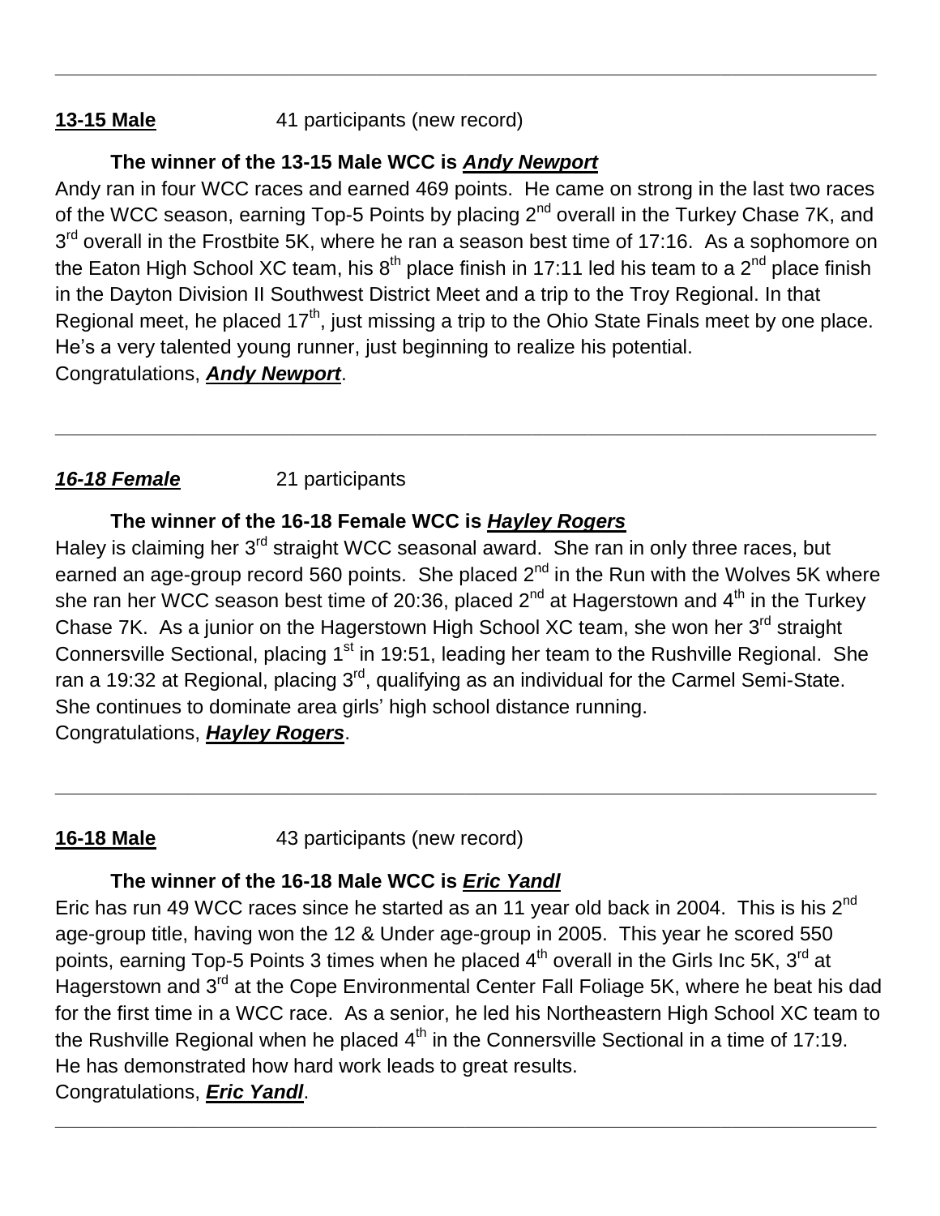---

**13-15 Male** 41 participants (new record)

**The winner of the 13-15 Male WCC is *Andy Newport***

Andy ran in four WCC races and earned 469 points. He came on strong in the last two races of the WCC season, earning Top-5 Points by placing 2nd overall in the Turkey Chase 7K, and 3rd overall in the Frostbite 5K, where he ran a season best time of 17:16. As a sophomore on the Eaton High School XC team, his 8th place finish in 17:11 led his team to a 2nd place finish in the Dayton Division II Southwest District Meet and a trip to the Troy Regional. In that Regional meet, he placed 17th, just missing a trip to the Ohio State Finals meet by one place. He's a very talented young runner, just beginning to realize his potential.
Congratulations, ***Andy Newport***.

---

***16-18 Female*** 21 participants

**The winner of the 16-18 Female WCC is *Hayley Rogers***

Haley is claiming her 3rd straight WCC seasonal award. She ran in only three races, but earned an age-group record 560 points. She placed 2nd in the Run with the Wolves 5K where she ran her WCC season best time of 20:36, placed 2nd at Hagerstown and 4th in the Turkey Chase 7K. As a junior on the Hagerstown High School XC team, she won her 3rd straight Connersville Sectional, placing 1st in 19:51, leading her team to the Rushville Regional. She ran a 19:32 at Regional, placing 3rd, qualifying as an individual for the Carmel Semi-State. She continues to dominate area girls' high school distance running.
Congratulations, ***Hayley Rogers***.

---

**16-18 Male** 43 participants (new record)

**The winner of the 16-18 Male WCC is *Eric Yandl***

Eric has run 49 WCC races since he started as an 11 year old back in 2004. This is his 2nd age-group title, having won the 12 & Under age-group in 2005. This year he scored 550 points, earning Top-5 Points 3 times when he placed 4th overall in the Girls Inc 5K, 3rd at Hagerstown and 3rd at the Cope Environmental Center Fall Foliage 5K, where he beat his dad for the first time in a WCC race. As a senior, he led his Northeastern High School XC team to the Rushville Regional when he placed 4th in the Connersville Sectional in a time of 17:19. He has demonstrated how hard work leads to great results.
Congratulations, ***Eric Yandl***.

---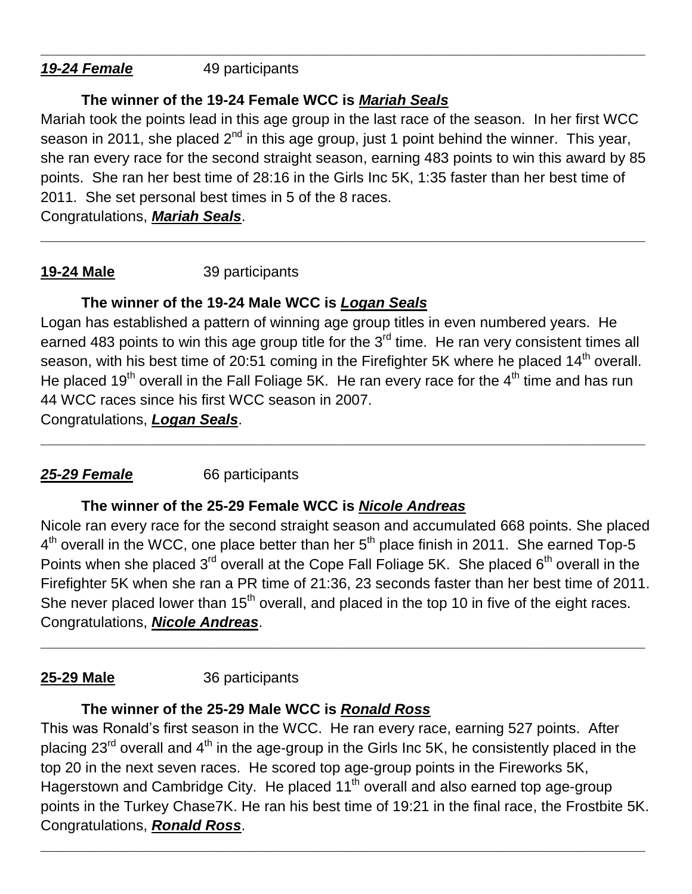---

***19-24 Female*** 49 participants

**The winner of the 19-24 Female WCC is *Mariah Seals***

Mariah took the points lead in this age group in the last race of the season. In her first WCC season in 2011, she placed 2nd in this age group, just 1 point behind the winner. This year, she ran every race for the second straight season, earning 483 points to win this award by 85 points. She ran her best time of 28:16 in the Girls Inc 5K, 1:35 faster than her best time of 2011. She set personal best times in 5 of the 8 races.

Congratulations, ***Mariah Seals***.

---

**19-24 Male** 39 participants

**The winner of the 19-24 Male WCC is *Logan Seals***

Logan has established a pattern of winning age group titles in even numbered years. He earned 483 points to win this age group title for the 3rd time. He ran very consistent times all season, with his best time of 20:51 coming in the Firefighter 5K where he placed 14th overall. He placed 19th overall in the Fall Foliage 5K. He ran every race for the 4th time and has run 44 WCC races since his first WCC season in 2007.

Congratulations, ***Logan Seals***.

---

***25-29 Female*** 66 participants

**The winner of the 25-29 Female WCC is *Nicole Andreas***

Nicole ran every race for the second straight season and accumulated 668 points. She placed 4th overall in the WCC, one place better than her 5th place finish in 2011. She earned Top-5 Points when she placed 3rd overall at the Cope Fall Foliage 5K. She placed 6th overall in the Firefighter 5K when she ran a PR time of 21:36, 23 seconds faster than her best time of 2011. She never placed lower than 15th overall, and placed in the top 10 in five of the eight races.

Congratulations, ***Nicole Andreas***.

---

**25-29 Male** 36 participants

**The winner of the 25-29 Male WCC is *Ronald Ross***

This was Ronald's first season in the WCC. He ran every race, earning 527 points. After placing 23rd overall and 4th in the age-group in the Girls Inc 5K, he consistently placed in the top 20 in the next seven races. He scored top age-group points in the Fireworks 5K, Hagerstown and Cambridge City. He placed 11th overall and also earned top age-group points in the Turkey Chase7K. He ran his best time of 19:21 in the final race, the Frostbite 5K.

Congratulations, ***Ronald Ross***.

---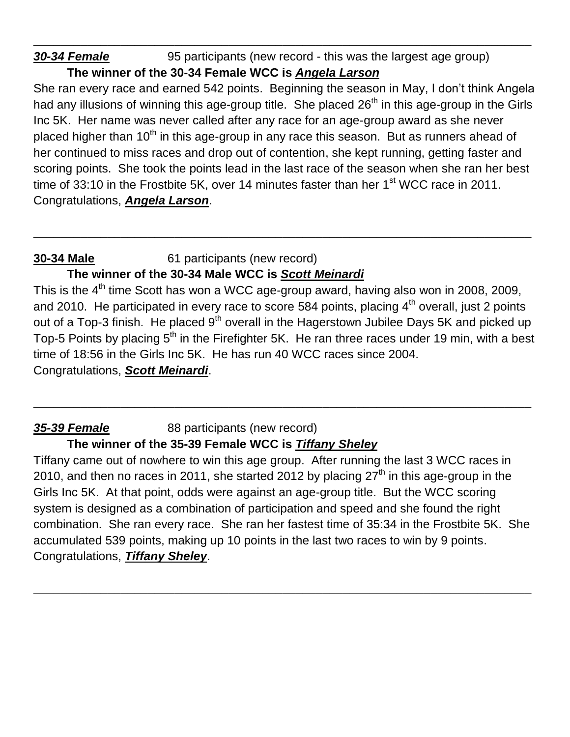---

***30-34 Female*** 95 participants (new record - this was the largest age group)

**The winner of the 30-34 Female WCC is *Angela Larson***

She ran every race and earned 542 points. Beginning the season in May, I don't think Angela had any illusions of winning this age-group title. She placed 26th in this age-group in the Girls Inc 5K. Her name was never called after any race for an age-group award as she never placed higher than 10th in this age-group in any race this season. But as runners ahead of her continued to miss races and drop out of contention, she kept running, getting faster and scoring points. She took the points lead in the last race of the season when she ran her best time of 33:10 in the Frostbite 5K, over 14 minutes faster than her 1st WCC race in 2011. Congratulations, ***Angela Larson***.

---

**30-34 Male** 61 participants (new record)

**The winner of the 30-34 Male WCC is *Scott Meinardi***

This is the 4th time Scott has won a WCC age-group award, having also won in 2008, 2009, and 2010. He participated in every race to score 584 points, placing 4th overall, just 2 points out of a Top-3 finish. He placed 9th overall in the Hagerstown Jubilee Days 5K and picked up Top-5 Points by placing 5th in the Firefighter 5K. He ran three races under 19 min, with a best time of 18:56 in the Girls Inc 5K. He has run 40 WCC races since 2004.
Congratulations, ***Scott Meinardi***.

---

***35-39 Female*** 88 participants (new record)

**The winner of the 35-39 Female WCC is *Tiffany Sheley***

Tiffany came out of nowhere to win this age group. After running the last 3 WCC races in 2010, and then no races in 2011, she started 2012 by placing 27th in this age-group in the Girls Inc 5K. At that point, odds were against an age-group title. But the WCC scoring system is designed as a combination of participation and speed and she found the right combination. She ran every race. She ran her fastest time of 35:34 in the Frostbite 5K. She accumulated 539 points, making up 10 points in the last two races to win by 9 points.
Congratulations, ***Tiffany Sheley***.

---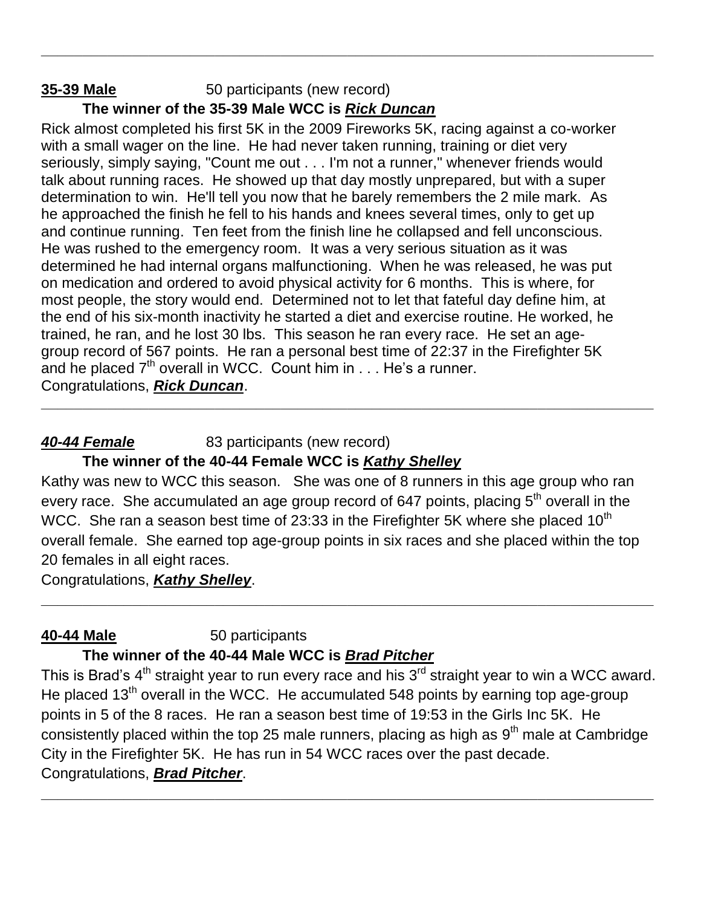---

**35-39 Male** 50 participants (new record)

**The winner of the 35-39 Male WCC is *Rick Duncan***

Rick almost completed his first 5K in the 2009 Fireworks 5K, racing against a co-worker with a small wager on the line. He had never taken running, training or diet very seriously, simply saying, "Count me out . . . I'm not a runner," whenever friends would talk about running races. He showed up that day mostly unprepared, but with a super determination to win. He'll tell you now that he barely remembers the 2 mile mark. As he approached the finish he fell to his hands and knees several times, only to get up and continue running. Ten feet from the finish line he collapsed and fell unconscious. He was rushed to the emergency room. It was a very serious situation as it was determined he had internal organs malfunctioning. When he was released, he was put on medication and ordered to avoid physical activity for 6 months. This is where, for most people, the story would end. Determined not to let that fateful day define him, at the end of his six-month inactivity he started a diet and exercise routine. He worked, he trained, he ran, and he lost 30 lbs. This season he ran every race. He set an age-group record of 567 points. He ran a personal best time of 22:37 in the Firefighter 5K and he placed 7th overall in WCC. Count him in . . . He's a runner.
Congratulations, ***Rick Duncan***.

---

***40-44 Female*** 83 participants (new record)

**The winner of the 40-44 Female WCC is *Kathy Shelley***

Kathy was new to WCC this season. She was one of 8 runners in this age group who ran every race. She accumulated an age group record of 647 points, placing 5th overall in the WCC. She ran a season best time of 23:33 in the Firefighter 5K where she placed 10th overall female. She earned top age-group points in six races and she placed within the top 20 females in all eight races.
Congratulations, ***Kathy Shelley***.

---

**40-44 Male** 50 participants

**The winner of the 40-44 Male WCC is *Brad Pitcher***

This is Brad's 4th straight year to run every race and his 3rd straight year to win a WCC award. He placed 13th overall in the WCC. He accumulated 548 points by earning top age-group points in 5 of the 8 races. He ran a season best time of 19:53 in the Girls Inc 5K. He consistently placed within the top 25 male runners, placing as high as 9th male at Cambridge City in the Firefighter 5K. He has run in 54 WCC races over the past decade.
Congratulations, ***Brad Pitcher***.

---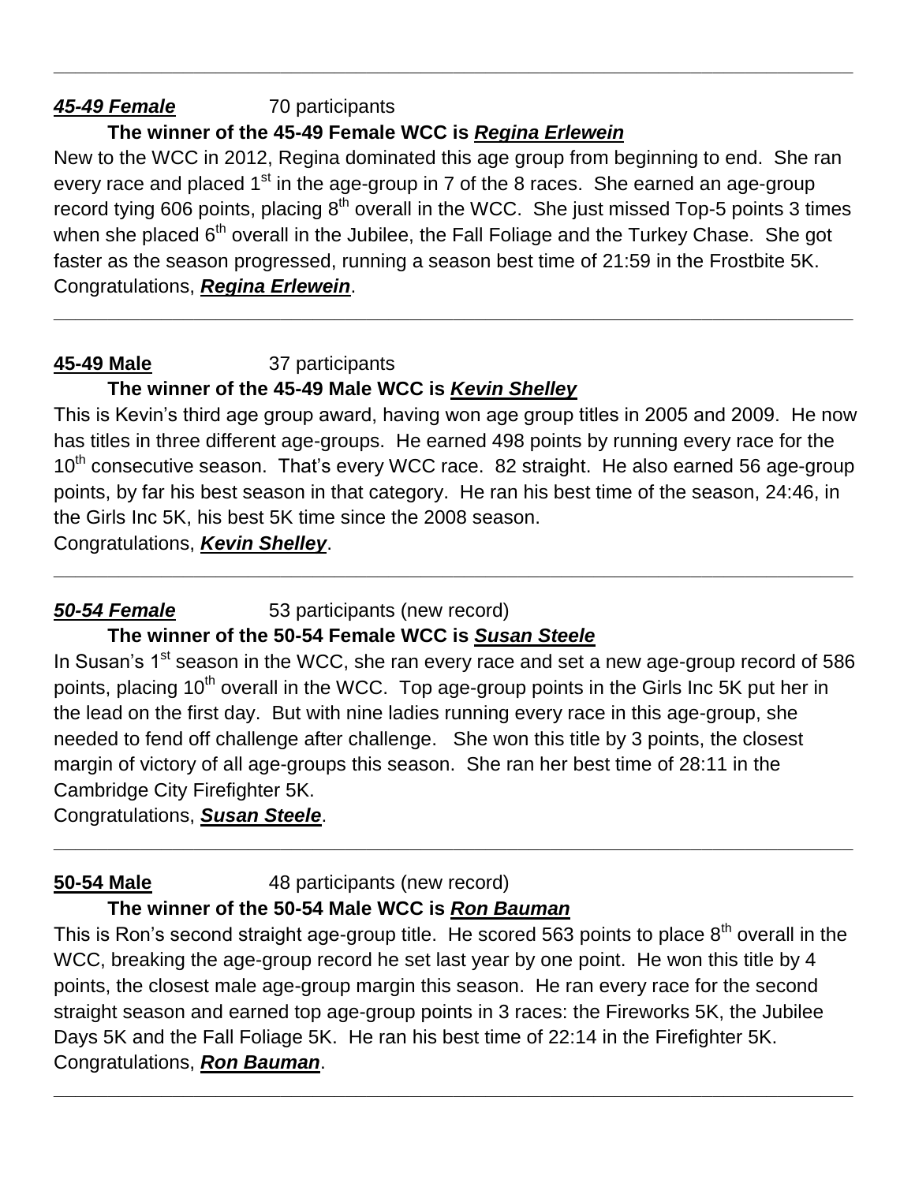---

***45-49 Female*** 70 participants

**The winner of the 45-49 Female WCC is *Regina Erlewein***

New to the WCC in 2012, Regina dominated this age group from beginning to end. She ran every race and placed 1st in the age-group in 7 of the 8 races. She earned an age-group record tying 606 points, placing 8th overall in the WCC. She just missed Top-5 points 3 times when she placed 6th overall in the Jubilee, the Fall Foliage and the Turkey Chase. She got faster as the season progressed, running a season best time of 21:59 in the Frostbite 5K. Congratulations, ***Regina Erlewein***.

---

**45-49 Male** 37 participants

**The winner of the 45-49 Male WCC is *Kevin Shelley***

This is Kevin's third age group award, having won age group titles in 2005 and 2009. He now has titles in three different age-groups. He earned 498 points by running every race for the 10th consecutive season. That's every WCC race. 82 straight. He also earned 56 age-group points, by far his best season in that category. He ran his best time of the season, 24:46, in the Girls Inc 5K, his best 5K time since the 2008 season.

Congratulations, ***Kevin Shelley***.

---

***50-54 Female*** 53 participants (new record)

**The winner of the 50-54 Female WCC is *Susan Steele***

In Susan's 1st season in the WCC, she ran every race and set a new age-group record of 586 points, placing 10th overall in the WCC. Top age-group points in the Girls Inc 5K put her in the lead on the first day. But with nine ladies running every race in this age-group, she needed to fend off challenge after challenge. She won this title by 3 points, the closest margin of victory of all age-groups this season. She ran her best time of 28:11 in the Cambridge City Firefighter 5K.

Congratulations, ***Susan Steele***.

---

**50-54 Male** 48 participants (new record)

**The winner of the 50-54 Male WCC is *Ron Bauman***

This is Ron's second straight age-group title. He scored 563 points to place 8th overall in the WCC, breaking the age-group record he set last year by one point. He won this title by 4 points, the closest male age-group margin this season. He ran every race for the second straight season and earned top age-group points in 3 races: the Fireworks 5K, the Jubilee Days 5K and the Fall Foliage 5K. He ran his best time of 22:14 in the Firefighter 5K.

Congratulations, ***Ron Bauman***.

---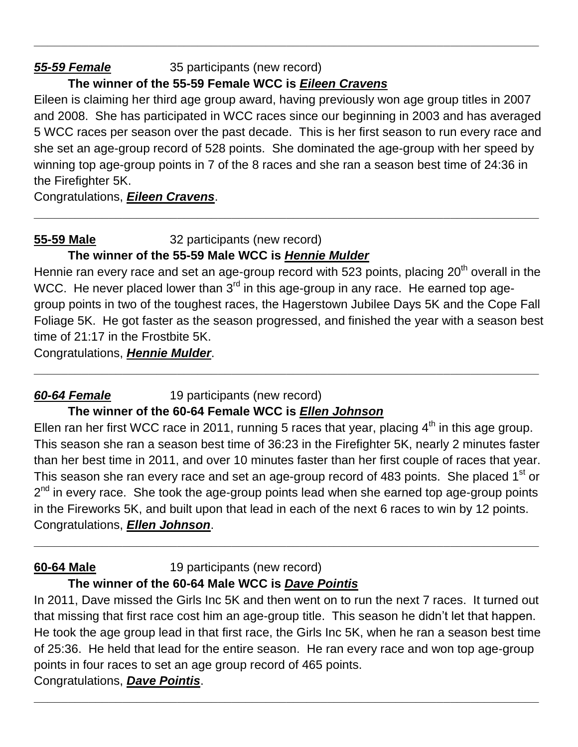---

***55-59 Female*** 35 participants (new record)

**The winner of the 55-59 Female WCC is *Eileen Cravens***

Eileen is claiming her third age group award, having previously won age group titles in 2007 and 2008. She has participated in WCC races since our beginning in 2003 and has averaged 5 WCC races per season over the past decade. This is her first season to run every race and she set an age-group record of 528 points. She dominated the age-group with her speed by winning top age-group points in 7 of the 8 races and she ran a season best time of 24:36 in the Firefighter 5K.

Congratulations, ***Eileen Cravens***.

---

**55-59 Male** 32 participants (new record)

**The winner of the 55-59 Male WCC is *Hennie Mulder***

Hennie ran every race and set an age-group record with 523 points, placing 20th overall in the WCC. He never placed lower than 3rd in this age-group in any race. He earned top age-group points in two of the toughest races, the Hagerstown Jubilee Days 5K and the Cope Fall Foliage 5K. He got faster as the season progressed, and finished the year with a season best time of 21:17 in the Frostbite 5K.

Congratulations, ***Hennie Mulder***.

---

***60-64 Female*** 19 participants (new record)

**The winner of the 60-64 Female WCC is *Ellen Johnson***

Ellen ran her first WCC race in 2011, running 5 races that year, placing 4th in this age group. This season she ran a season best time of 36:23 in the Firefighter 5K, nearly 2 minutes faster than her best time in 2011, and over 10 minutes faster than her first couple of races that year. This season she ran every race and set an age-group record of 483 points. She placed 1st or 2nd in every race. She took the age-group points lead when she earned top age-group points in the Fireworks 5K, and built upon that lead in each of the next 6 races to win by 12 points.

Congratulations, ***Ellen Johnson***.

---

**60-64 Male** 19 participants (new record)

**The winner of the 60-64 Male WCC is *Dave Pointis***

In 2011, Dave missed the Girls Inc 5K and then went on to run the next 7 races. It turned out that missing that first race cost him an age-group title. This season he didn't let that happen. He took the age group lead in that first race, the Girls Inc 5K, when he ran a season best time of 25:36. He held that lead for the entire season. He ran every race and won top age-group points in four races to set an age group record of 465 points.

Congratulations, ***Dave Pointis***.

---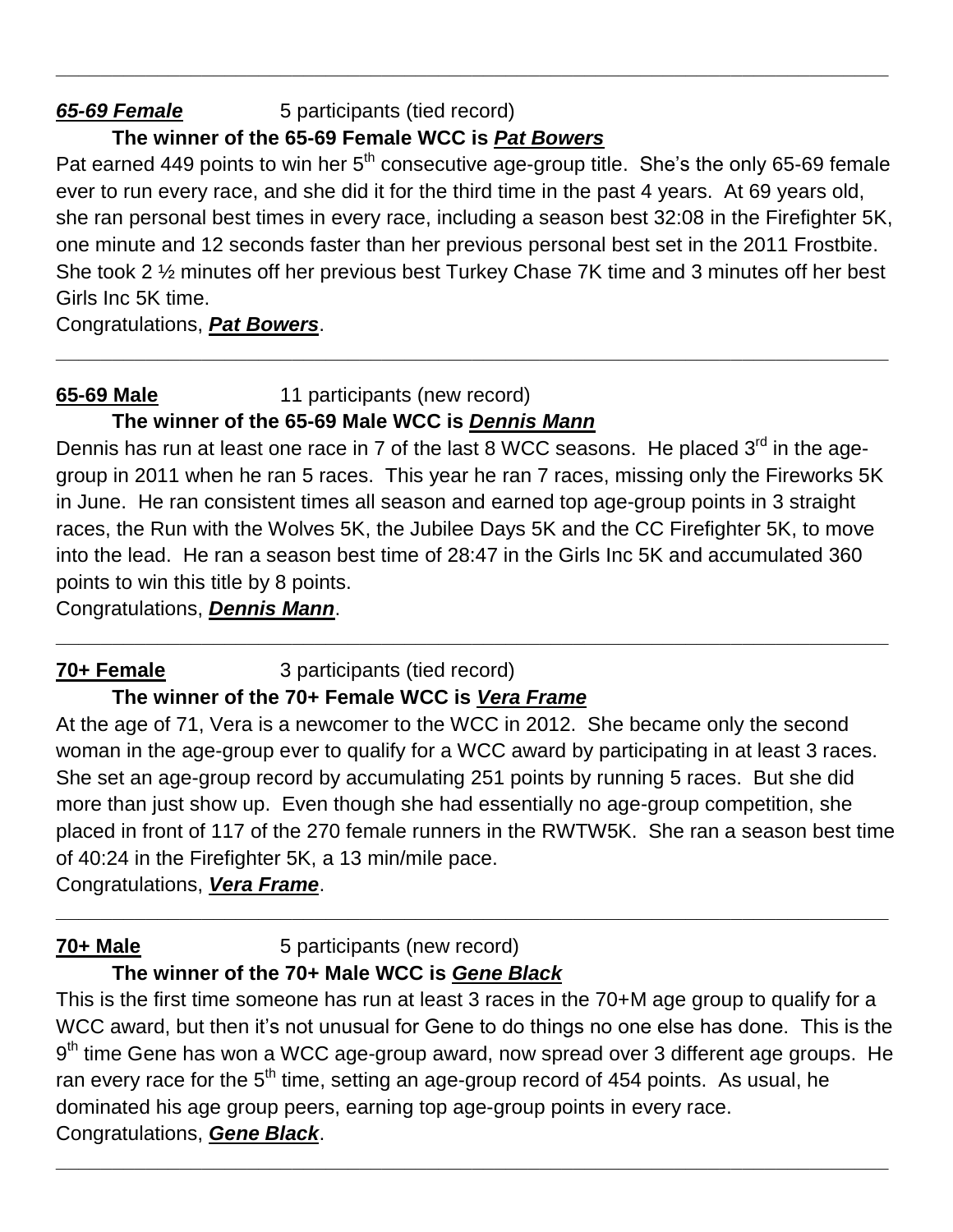---

***65-69 Female*** 5 participants (tied record)

**The winner of the 65-69 Female WCC is *Pat Bowers***

Pat earned 449 points to win her 5th consecutive age-group title. She's the only 65-69 female ever to run every race, and she did it for the third time in the past 4 years. At 69 years old, she ran personal best times in every race, including a season best 32:08 in the Firefighter 5K, one minute and 12 seconds faster than her previous personal best set in the 2011 Frostbite. She took 2 ½ minutes off her previous best Turkey Chase 7K time and 3 minutes off her best Girls Inc 5K time.

Congratulations, ***Pat Bowers***.

---

**65-69 Male** 11 participants (new record)

**The winner of the 65-69 Male WCC is *Dennis Mann***

Dennis has run at least one race in 7 of the last 8 WCC seasons. He placed 3rd in the age-group in 2011 when he ran 5 races. This year he ran 7 races, missing only the Fireworks 5K in June. He ran consistent times all season and earned top age-group points in 3 straight races, the Run with the Wolves 5K, the Jubilee Days 5K and the CC Firefighter 5K, to move into the lead. He ran a season best time of 28:47 in the Girls Inc 5K and accumulated 360 points to win this title by 8 points.

Congratulations, ***Dennis Mann***.

---

**70+ Female** 3 participants (tied record)

**The winner of the 70+ Female WCC is *Vera Frame***

At the age of 71, Vera is a newcomer to the WCC in 2012. She became only the second woman in the age-group ever to qualify for a WCC award by participating in at least 3 races. She set an age-group record by accumulating 251 points by running 5 races. But she did more than just show up. Even though she had essentially no age-group competition, she placed in front of 117 of the 270 female runners in the RWTW5K. She ran a season best time of 40:24 in the Firefighter 5K, a 13 min/mile pace.

Congratulations, ***Vera Frame***.

---

**70+ Male** 5 participants (new record)

**The winner of the 70+ Male WCC is *Gene Black***

This is the first time someone has run at least 3 races in the 70+M age group to qualify for a WCC award, but then it's not unusual for Gene to do things no one else has done. This is the 9th time Gene has won a WCC age-group award, now spread over 3 different age groups. He ran every race for the 5th time, setting an age-group record of 454 points. As usual, he dominated his age group peers, earning top age-group points in every race.

Congratulations, ***Gene Black***.

---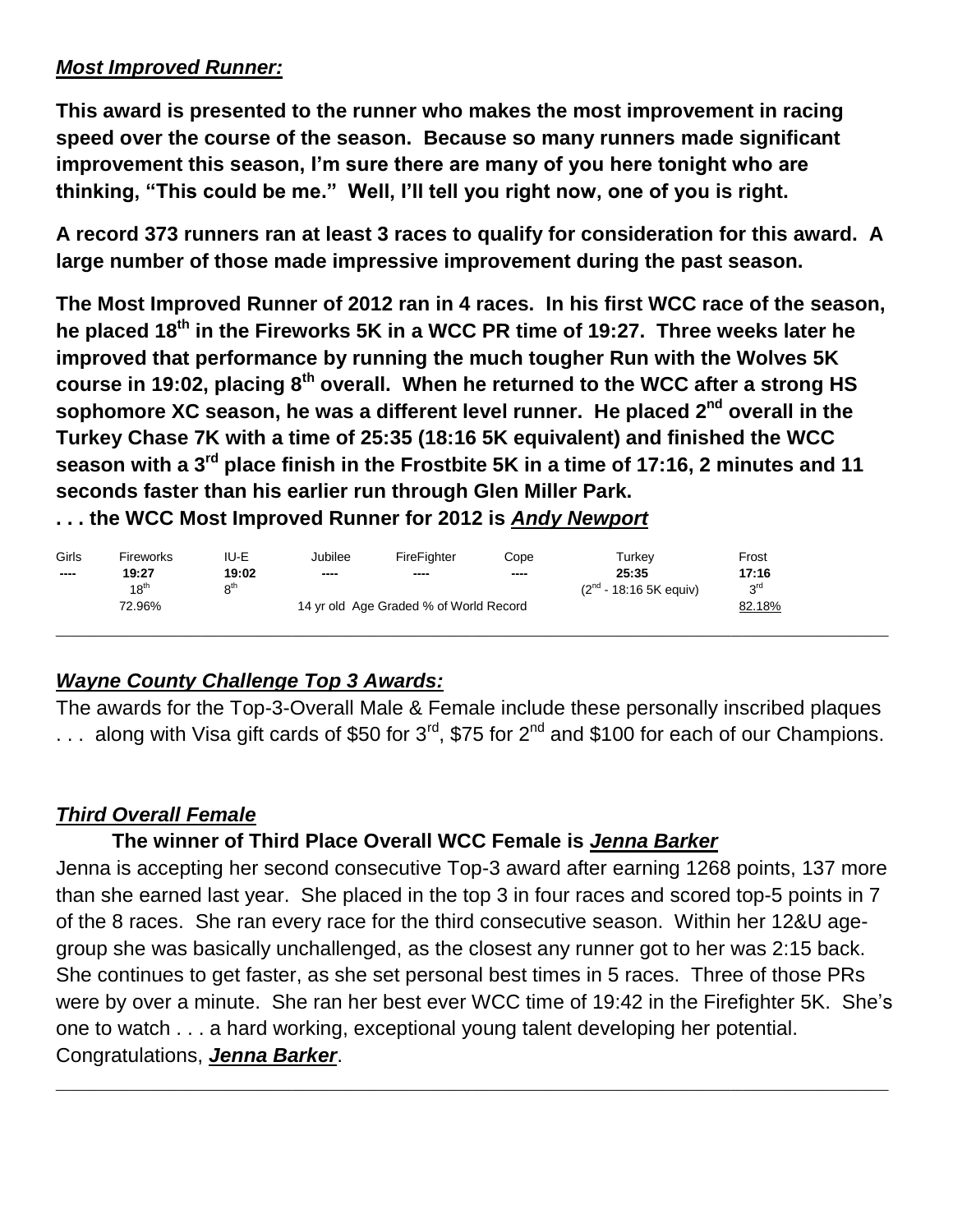***Most Improved Runner:***

**This award is presented to the runner who makes the most improvement in racing speed over the course of the season. Because so many runners made significant improvement this season, I'm sure there are many of you here tonight who are thinking, "This could be me." Well, I'll tell you right now, one of you is right.**

**A record 373 runners ran at least 3 races to qualify for consideration for this award. A large number of those made impressive improvement during the past season.**

**The Most Improved Runner of 2012 ran in 4 races. In his first WCC race of the season, he placed 18th in the Fireworks 5K in a WCC PR time of 19:27. Three weeks later he improved that performance by running the much tougher Run with the Wolves 5K course in 19:02, placing 8th overall. When he returned to the WCC after a strong HS sophomore XC season, he was a different level runner. He placed 2nd overall in the Turkey Chase 7K with a time of 25:35 (18:16 5K equivalent) and finished the WCC season with a 3rd place finish in the Frostbite 5K in a time of 17:16, 2 minutes and 11 seconds faster than his earlier run through Glen Miller Park.**

**. . . the WCC Most Improved Runner for 2012 is *Andy Newport***

| Girls | Fireworks | IU-E | Jubilee | FireFighter | Cope | Turkey | Frost |
|---|---|---|---|---|---|---|---|
| ---- | **19:27** | **19:02** | ---- | ---- | ---- | **25:35** | **17:16** |
| | 18th | 8th | | | | (2nd - 18:16 5K equiv) | 3rd |
| | 72.96% | | 14 yr old Age Graded % of World Record | | | | 82.18% |

***Wayne County Challenge Top 3 Awards:***

The awards for the Top-3-Overall Male & Female include these personally inscribed plaques . . . along with Visa gift cards of $50 for 3rd, $75 for 2nd and $100 for each of our Champions.

***Third Overall Female***

**The winner of Third Place Overall WCC Female is *Jenna Barker***

Jenna is accepting her second consecutive Top-3 award after earning 1268 points, 137 more than she earned last year. She placed in the top 3 in four races and scored top-5 points in 7 of the 8 races. She ran every race for the third consecutive season. Within her 12&U age-group she was basically unchallenged, as the closest any runner got to her was 2:15 back. She continues to get faster, as she set personal best times in 5 races. Three of those PRs were by over a minute. She ran her best ever WCC time of 19:42 in the Firefighter 5K. She's one to watch . . . a hard working, exceptional young talent developing her potential. Congratulations, ***Jenna Barker***.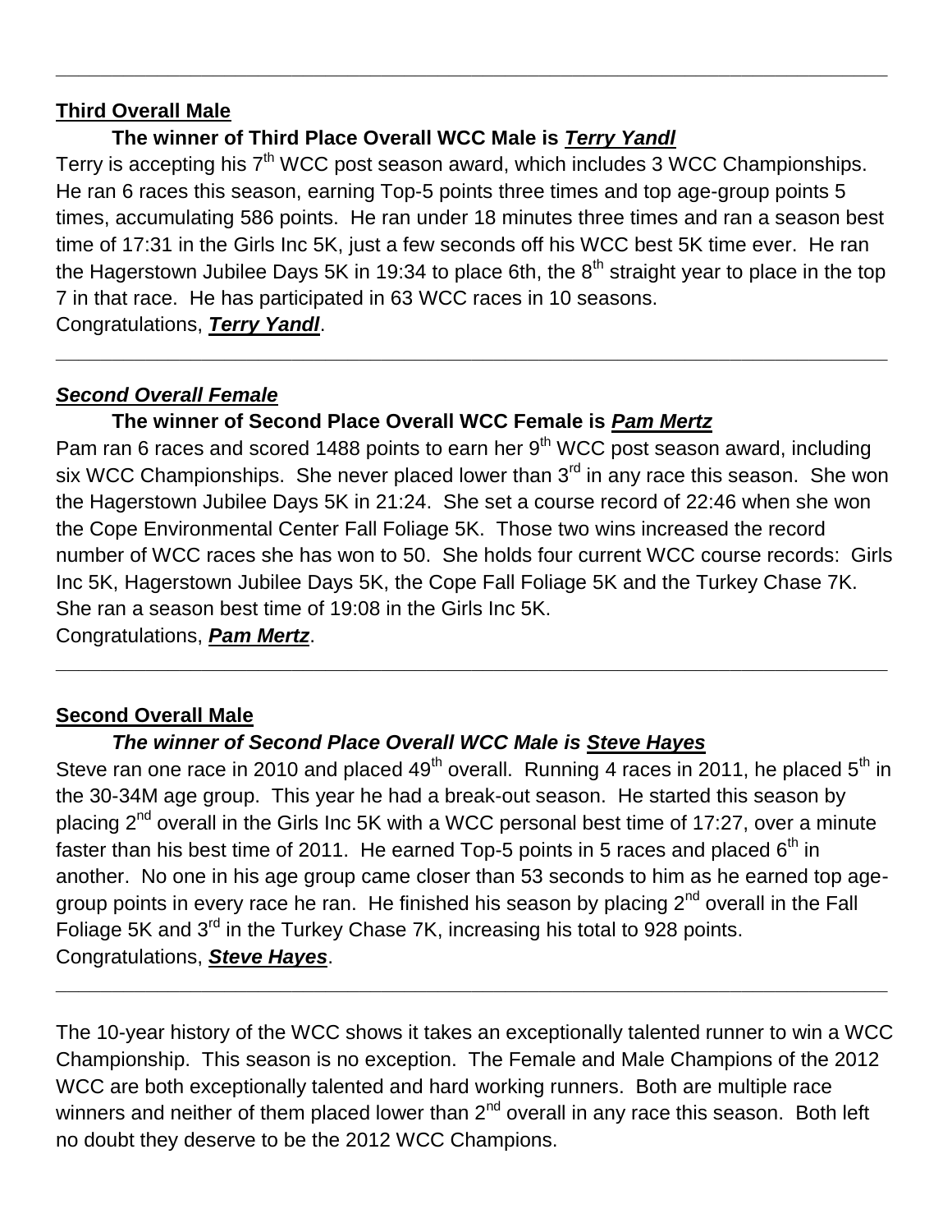---

**Third Overall Male**

**The winner of Third Place Overall WCC Male is *Terry Yandl***

Terry is accepting his 7th WCC post season award, which includes 3 WCC Championships. He ran 6 races this season, earning Top-5 points three times and top age-group points 5 times, accumulating 586 points. He ran under 18 minutes three times and ran a season best time of 17:31 in the Girls Inc 5K, just a few seconds off his WCC best 5K time ever. He ran the Hagerstown Jubilee Days 5K in 19:34 to place 6th, the 8th straight year to place in the top 7 in that race. He has participated in 63 WCC races in 10 seasons.

Congratulations, ***Terry Yandl***.

---

***Second Overall Female***

**The winner of Second Place Overall WCC Female is *Pam Mertz***

Pam ran 6 races and scored 1488 points to earn her 9th WCC post season award, including six WCC Championships. She never placed lower than 3rd in any race this season. She won the Hagerstown Jubilee Days 5K in 21:24. She set a course record of 22:46 when she won the Cope Environmental Center Fall Foliage 5K. Those two wins increased the record number of WCC races she has won to 50. She holds four current WCC course records: Girls Inc 5K, Hagerstown Jubilee Days 5K, the Cope Fall Foliage 5K and the Turkey Chase 7K. She ran a season best time of 19:08 in the Girls Inc 5K.

Congratulations, ***Pam Mertz***.

---

**Second Overall Male**

***The winner of Second Place Overall WCC Male is Steve Hayes***

Steve ran one race in 2010 and placed 49th overall. Running 4 races in 2011, he placed 5th in the 30-34M age group. This year he had a break-out season. He started this season by placing 2nd overall in the Girls Inc 5K with a WCC personal best time of 17:27, over a minute faster than his best time of 2011. He earned Top-5 points in 5 races and placed 6th in another. No one in his age group came closer than 53 seconds to him as he earned top age-group points in every race he ran. He finished his season by placing 2nd overall in the Fall Foliage 5K and 3rd in the Turkey Chase 7K, increasing his total to 928 points.

Congratulations, ***Steve Hayes***.

---

The 10-year history of the WCC shows it takes an exceptionally talented runner to win a WCC Championship. This season is no exception. The Female and Male Champions of the 2012 WCC are both exceptionally talented and hard working runners. Both are multiple race winners and neither of them placed lower than 2nd overall in any race this season. Both left no doubt they deserve to be the 2012 WCC Champions.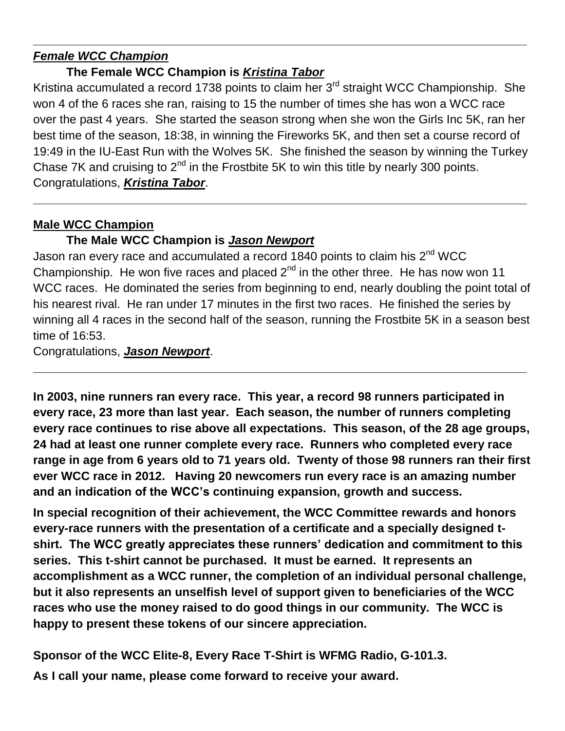---

***Female WCC Champion***

**The Female WCC Champion is *Kristina Tabor***

Kristina accumulated a record 1738 points to claim her 3rd straight WCC Championship. She won 4 of the 6 races she ran, raising to 15 the number of times she has won a WCC race over the past 4 years. She started the season strong when she won the Girls Inc 5K, ran her best time of the season, 18:38, in winning the Fireworks 5K, and then set a course record of 19:49 in the IU-East Run with the Wolves 5K. She finished the season by winning the Turkey Chase 7K and cruising to 2nd in the Frostbite 5K to win this title by nearly 300 points. Congratulations, ***Kristina Tabor***.

---

**Male WCC Champion**

**The Male WCC Champion is *Jason Newport***

Jason ran every race and accumulated a record 1840 points to claim his 2nd WCC Championship. He won five races and placed 2nd in the other three. He has now won 11 WCC races. He dominated the series from beginning to end, nearly doubling the point total of his nearest rival. He ran under 17 minutes in the first two races. He finished the series by winning all 4 races in the second half of the season, running the Frostbite 5K in a season best time of 16:53.

Congratulations, ***Jason Newport***.

---

**In 2003, nine runners ran every race. This year, a record 98 runners participated in every race, 23 more than last year. Each season, the number of runners completing every race continues to rise above all expectations. This season, of the 28 age groups, 24 had at least one runner complete every race. Runners who completed every race range in age from 6 years old to 71 years old. Twenty of those 98 runners ran their first ever WCC race in 2012. Having 20 newcomers run every race is an amazing number and an indication of the WCC's continuing expansion, growth and success.**

**In special recognition of their achievement, the WCC Committee rewards and honors every-race runners with the presentation of a certificate and a specially designed t-shirt. The WCC greatly appreciates these runners' dedication and commitment to this series. This t-shirt cannot be purchased. It must be earned. It represents an accomplishment as a WCC runner, the completion of an individual personal challenge, but it also represents an unselfish level of support given to beneficiaries of the WCC races who use the money raised to do good things in our community. The WCC is happy to present these tokens of our sincere appreciation.**

**Sponsor of the WCC Elite-8, Every Race T-Shirt is WFMG Radio, G-101.3.**

**As I call your name, please come forward to receive your award.**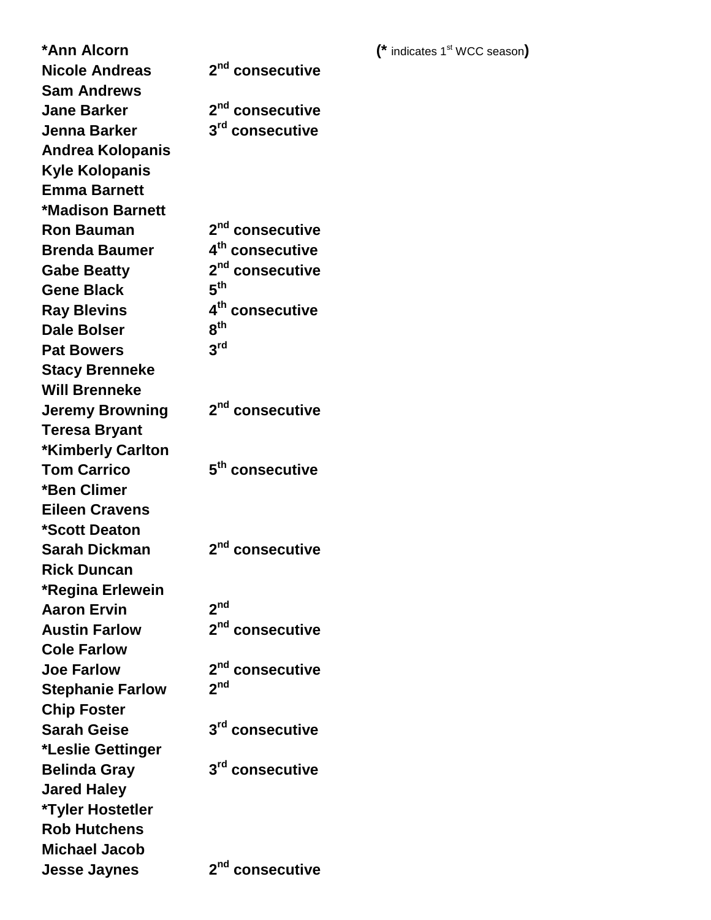(* indicates 1st WCC season)

| Name | Seasons |
|---|---|
| **\*Ann Alcorn** | |
| **Nicole Andreas** | **2nd consecutive** |
| **Sam Andrews** | |
| **Jane Barker** | **2nd consecutive** |
| **Jenna Barker** | **3rd consecutive** |
| **Andrea Kolopanis** | |
| **Kyle Kolopanis** | |
| **Emma Barnett** | |
| **\*Madison Barnett** | |
| **Ron Bauman** | **2nd consecutive** |
| **Brenda Baumer** | **4th consecutive** |
| **Gabe Beatty** | **2nd consecutive** |
| **Gene Black** | **5th** |
| **Ray Blevins** | **4th consecutive** |
| **Dale Bolser** | **8th** |
| **Pat Bowers** | **3rd** |
| **Stacy Brenneke** | |
| **Will Brenneke** | |
| **Jeremy Browning** | **2nd consecutive** |
| **Teresa Bryant** | |
| **\*Kimberly Carlton** | |
| **Tom Carrico** | **5th consecutive** |
| **\*Ben Climer** | |
| **Eileen Cravens** | |
| **\*Scott Deaton** | |
| **Sarah Dickman** | **2nd consecutive** |
| **Rick Duncan** | |
| **\*Regina Erlewein** | |
| **Aaron Ervin** | **2nd** |
| **Austin Farlow** | **2nd consecutive** |
| **Cole Farlow** | |
| **Joe Farlow** | **2nd consecutive** |
| **Stephanie Farlow** | **2nd** |
| **Chip Foster** | |
| **Sarah Geise** | **3rd consecutive** |
| **\*Leslie Gettinger** | |
| **Belinda Gray** | **3rd consecutive** |
| **Jared Haley** | |
| **\*Tyler Hostetler** | |
| **Rob Hutchens** | |
| **Michael Jacob** | |
| **Jesse Jaynes** | **2nd consecutive** |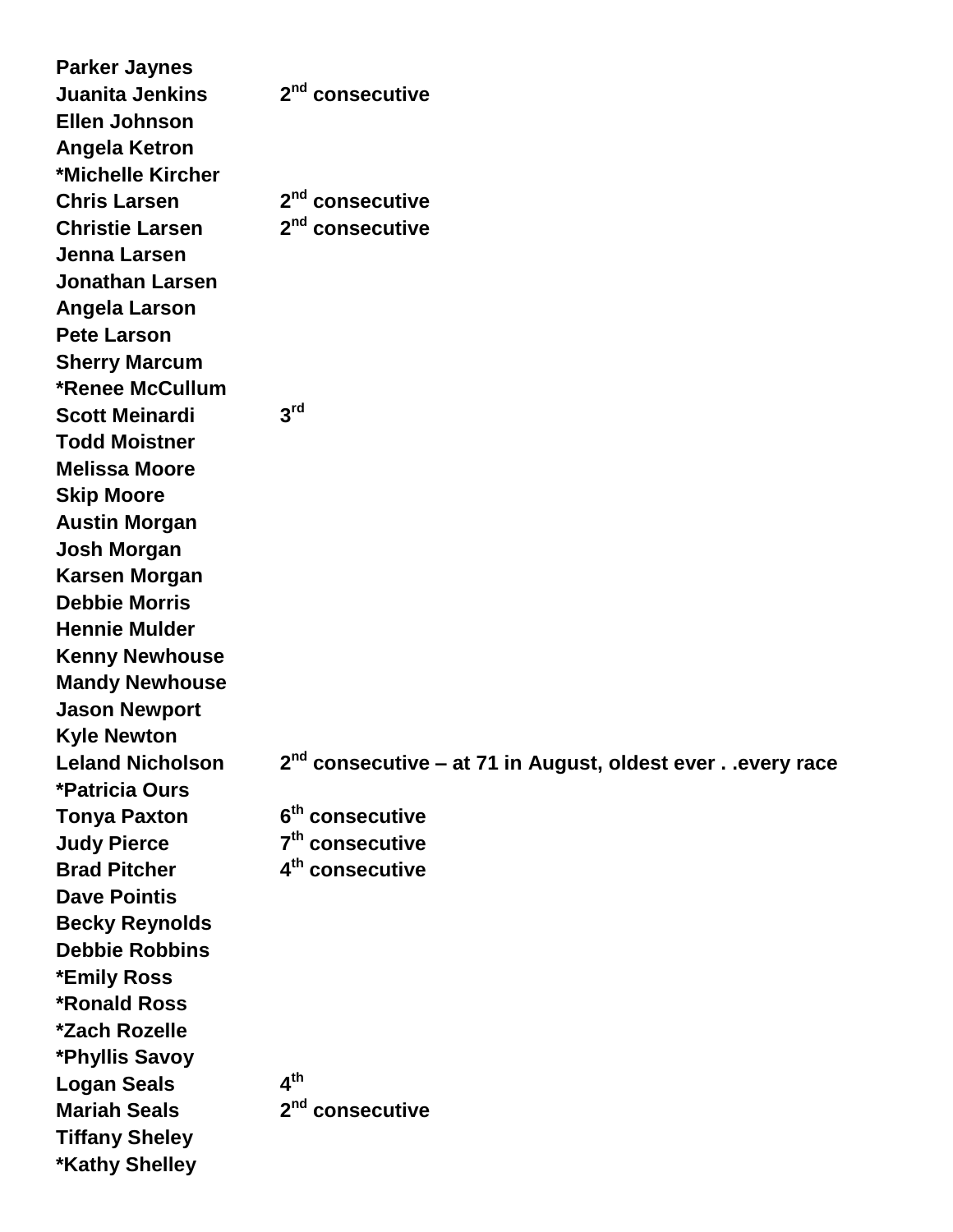| | |
|---|---|
| **Parker Jaynes** | |
| **Juanita Jenkins** | **2nd consecutive** |
| **Ellen Johnson** | |
| **Angela Ketron** | |
| ***Michelle Kircher** | |
| **Chris Larsen** | **2nd consecutive** |
| **Christie Larsen** | **2nd consecutive** |
| **Jenna Larsen** | |
| **Jonathan Larsen** | |
| **Angela Larson** | |
| **Pete Larson** | |
| **Sherry Marcum** | |
| ***Renee McCullum** | |
| **Scott Meinardi** | **3rd** |
| **Todd Moistner** | |
| **Melissa Moore** | |
| **Skip Moore** | |
| **Austin Morgan** | |
| **Josh Morgan** | |
| **Karsen Morgan** | |
| **Debbie Morris** | |
| **Hennie Mulder** | |
| **Kenny Newhouse** | |
| **Mandy Newhouse** | |
| **Jason Newport** | |
| **Kyle Newton** | |
| **Leland Nicholson** | **2nd consecutive – at 71 in August, oldest ever . .every race** |
| ***Patricia Ours** | |
| **Tonya Paxton** | **6th consecutive** |
| **Judy Pierce** | **7th consecutive** |
| **Brad Pitcher** | **4th consecutive** |
| **Dave Pointis** | |
| **Becky Reynolds** | |
| **Debbie Robbins** | |
| ***Emily Ross** | |
| ***Ronald Ross** | |
| ***Zach Rozelle** | |
| ***Phyllis Savoy** | |
| **Logan Seals** | **4th** |
| **Mariah Seals** | **2nd consecutive** |
| **Tiffany Sheley** | |
| ***Kathy Shelley** | |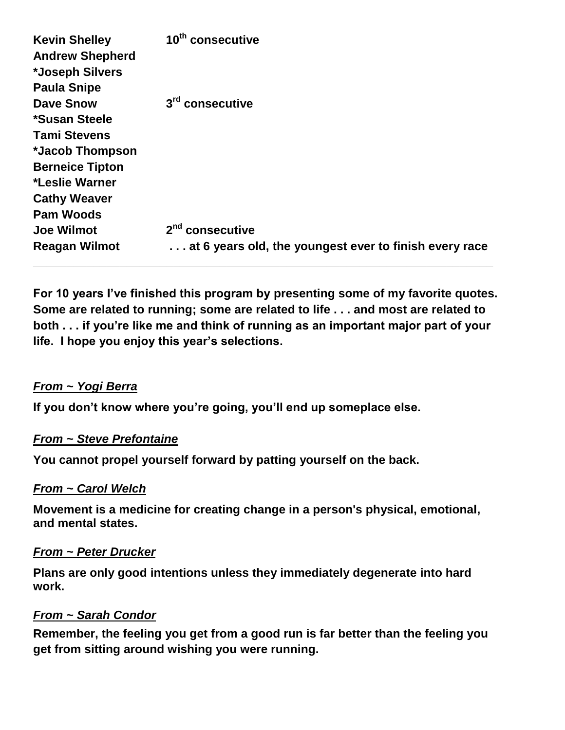| | |
|---|---|
| **Kevin Shelley** | **10th consecutive** |
| **Andrew Shepherd** | |
| ***Joseph Silvers** | |
| **Paula Snipe** | |
| **Dave Snow** | **3rd consecutive** |
| ***Susan Steele** | |
| **Tami Stevens** | |
| ***Jacob Thompson** | |
| **Berneice Tipton** | |
| ***Leslie Warner** | |
| **Cathy Weaver** | |
| **Pam Woods** | |
| **Joe Wilmot** | **2nd consecutive** |
| **Reagan Wilmot** | **. . . at 6 years old, the youngest ever to finish every race** |

---

**For 10 years I've finished this program by presenting some of my favorite quotes. Some are related to running; some are related to life . . . and most are related to both . . . if you're like me and think of running as an important major part of your life. I hope you enjoy this year's selections.**

***From ~ Yogi Berra***

**If you don't know where you're going, you'll end up someplace else.**

***From ~ Steve Prefontaine***

**You cannot propel yourself forward by patting yourself on the back.**

***From ~ Carol Welch***

**Movement is a medicine for creating change in a person's physical, emotional, and mental states.**

***From ~ Peter Drucker***

**Plans are only good intentions unless they immediately degenerate into hard work.**

***From ~ Sarah Condor***

**Remember, the feeling you get from a good run is far better than the feeling you get from sitting around wishing you were running.**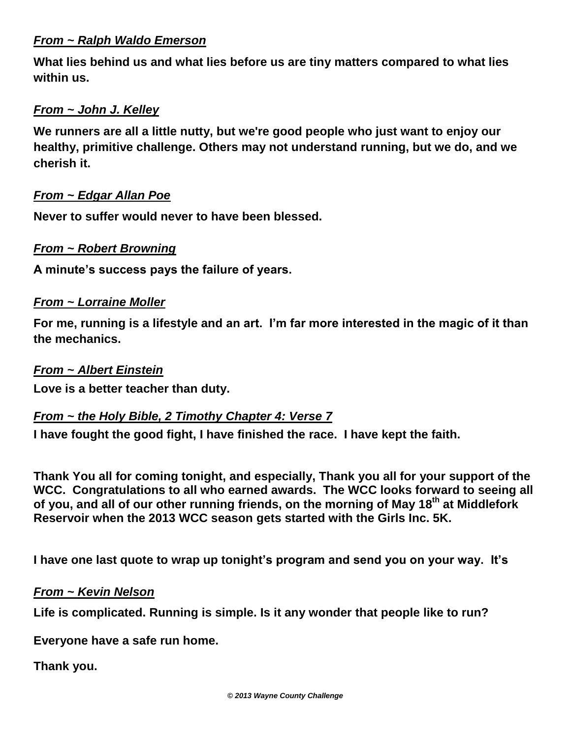***From ~ Ralph Waldo Emerson***

**What lies behind us and what lies before us are tiny matters compared to what lies within us.**

***From ~ John J. Kelley***

**We runners are all a little nutty, but we're good people who just want to enjoy our healthy, primitive challenge. Others may not understand running, but we do, and we cherish it.**

***From ~ Edgar Allan Poe***

**Never to suffer would never to have been blessed.**

***From ~ Robert Browning***

**A minute's success pays the failure of years.**

***From ~ Lorraine Moller***

**For me, running is a lifestyle and an art.  I'm far more interested in the magic of it than the mechanics.**

***From ~ Albert Einstein***

**Love is a better teacher than duty.**

***From ~ the Holy Bible, 2 Timothy Chapter 4: Verse 7***

**I have fought the good fight, I have finished the race.  I have kept the faith.**

**Thank You all for coming tonight, and especially, Thank you all for your support of the WCC.  Congratulations to all who earned awards.  The WCC looks forward to seeing all of you, and all of our other running friends, on the morning of May 18th at Middlefork Reservoir when the 2013 WCC season gets started with the Girls Inc. 5K.**

**I have one last quote to wrap up tonight's program and send you on your way.  It's**

***From ~ Kevin Nelson***

**Life is complicated. Running is simple. Is it any wonder that people like to run?**

**Everyone have a safe run home.**

**Thank you.**

***© 2013 Wayne County Challenge***